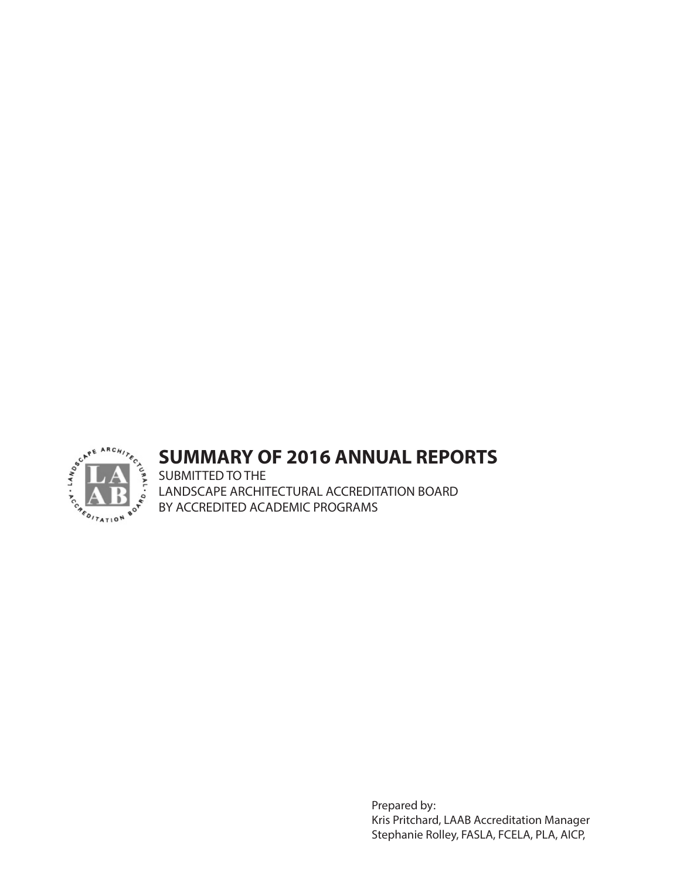# SUMMARY OF 2016 ANNUAL REPORTS

SUBMITTED TO THE
LANDSCAPE ARCHITECTURAL ACCREDITATION BOARD
BY ACCREDITED ACADEMIC PROGRAMS

Prepared by:
Kris Pritchard, LAAB Accreditation Manager
Stephanie Rolley, FASLA, FCELA, PLA, AICP,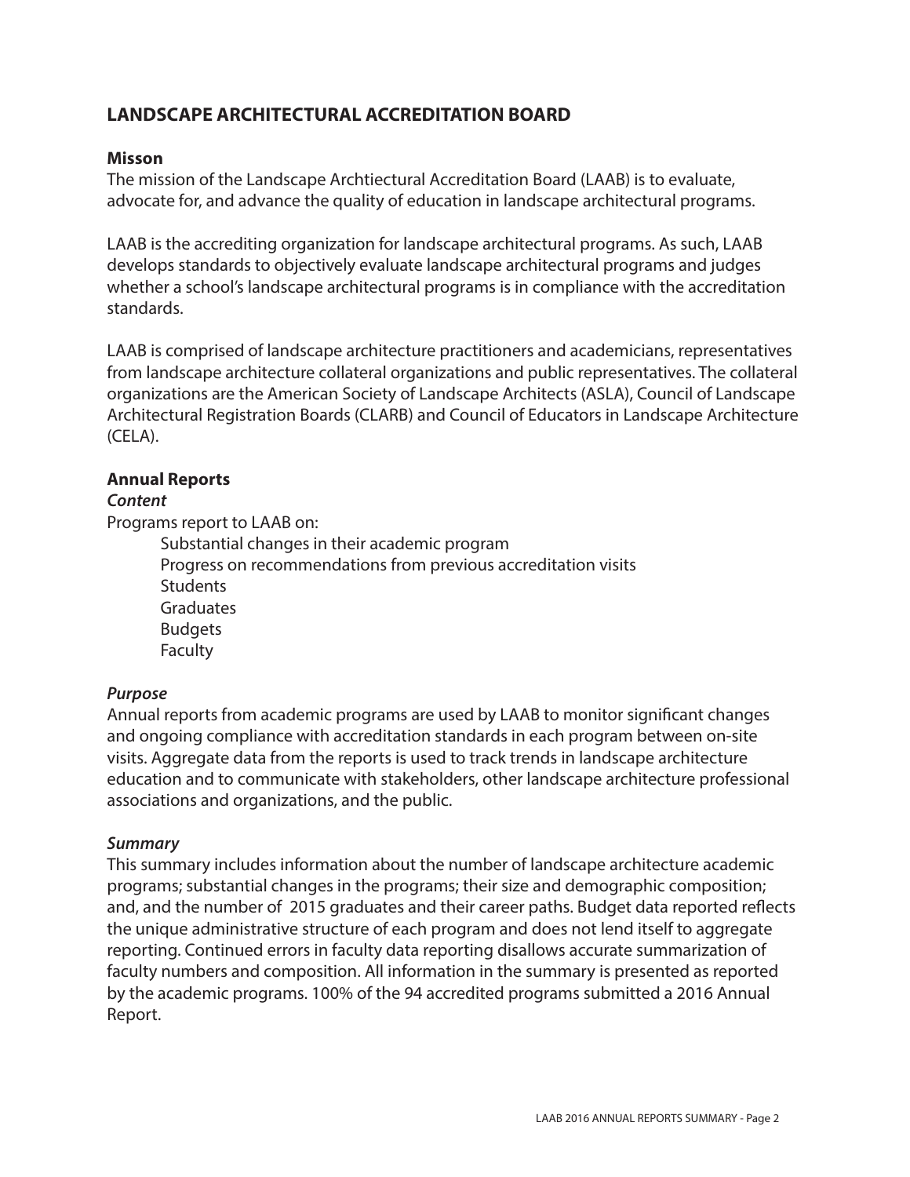## LANDSCAPE ARCHITECTURAL ACCREDITATION BOARD

**Misson**

The mission of the Landscape Archtiectural Accreditation Board (LAAB) is to evaluate, advocate for, and advance the quality of education in landscape architectural programs.

LAAB is the accrediting organization for landscape architectural programs. As such, LAAB develops standards to objectively evaluate landscape architectural programs and judges whether a school's landscape architectural programs is in compliance with the accreditation standards.

LAAB is comprised of landscape architecture practitioners and academicians, representatives from landscape architecture collateral organizations and public representatives. The collateral organizations are the American Society of Landscape Architects (ASLA), Council of Landscape Architectural Registration Boards (CLARB) and Council of Educators in Landscape Architecture (CELA).

**Annual Reports**

***Content***

Programs report to LAAB on:

- Substantial changes in their academic program
- Progress on recommendations from previous accreditation visits
- Students
- Graduates
- Budgets
- Faculty

***Purpose***

Annual reports from academic programs are used by LAAB to monitor significant changes and ongoing compliance with accreditation standards in each program between on-site visits. Aggregate data from the reports is used to track trends in landscape architecture education and to communicate with stakeholders, other landscape architecture professional associations and organizations, and the public.

***Summary***

This summary includes information about the number of landscape architecture academic programs; substantial changes in the programs; their size and demographic composition; and, and the number of 2015 graduates and their career paths. Budget data reported reflects the unique administrative structure of each program and does not lend itself to aggregate reporting. Continued errors in faculty data reporting disallows accurate summarization of faculty numbers and composition. All information in the summary is presented as reported by the academic programs. 100% of the 94 accredited programs submitted a 2016 Annual Report.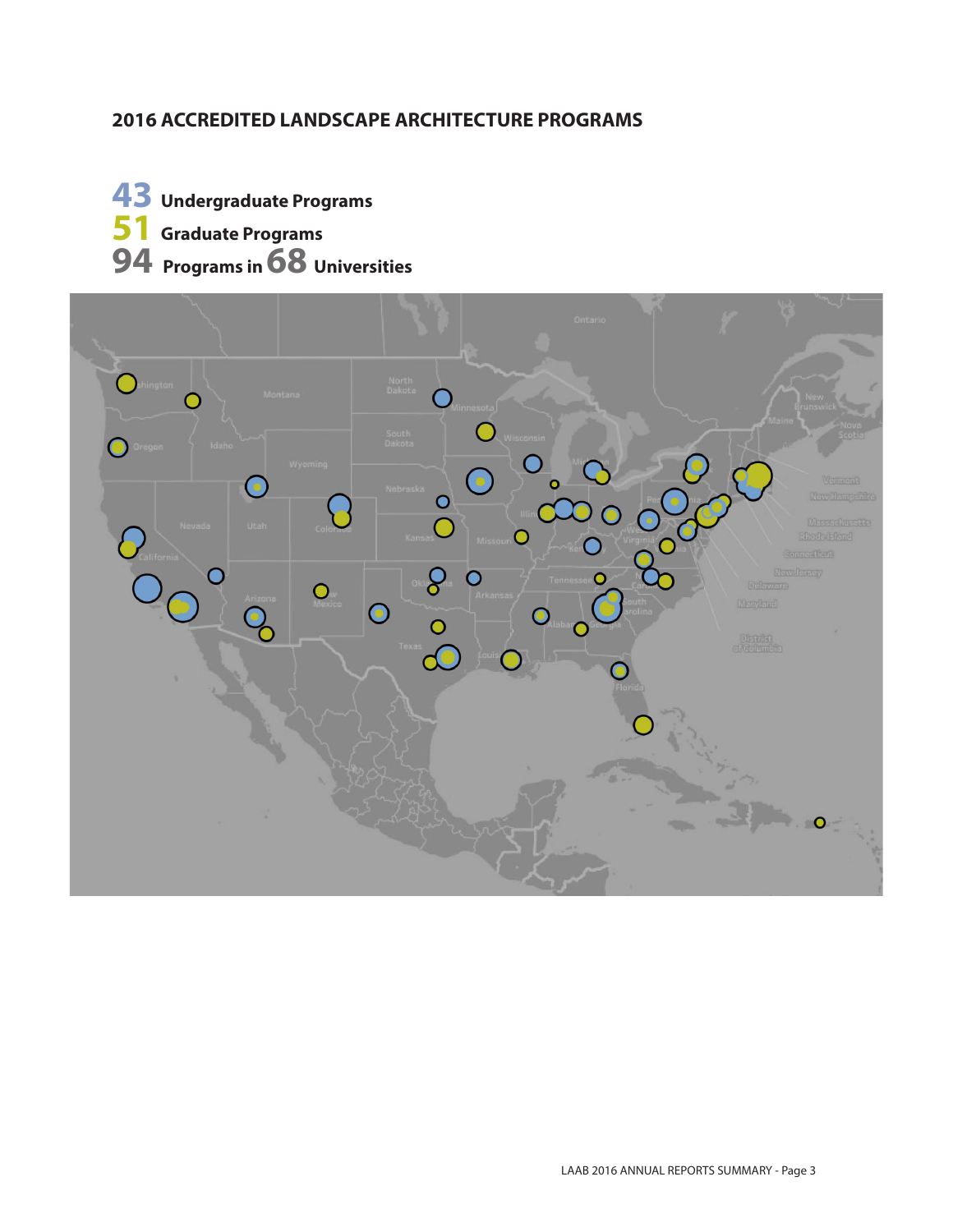## 2016 ACCREDITED LANDSCAPE ARCHITECTURE PROGRAMS

**43** Undergraduate Programs

**51** Graduate Programs

**94** Programs in **68** Universities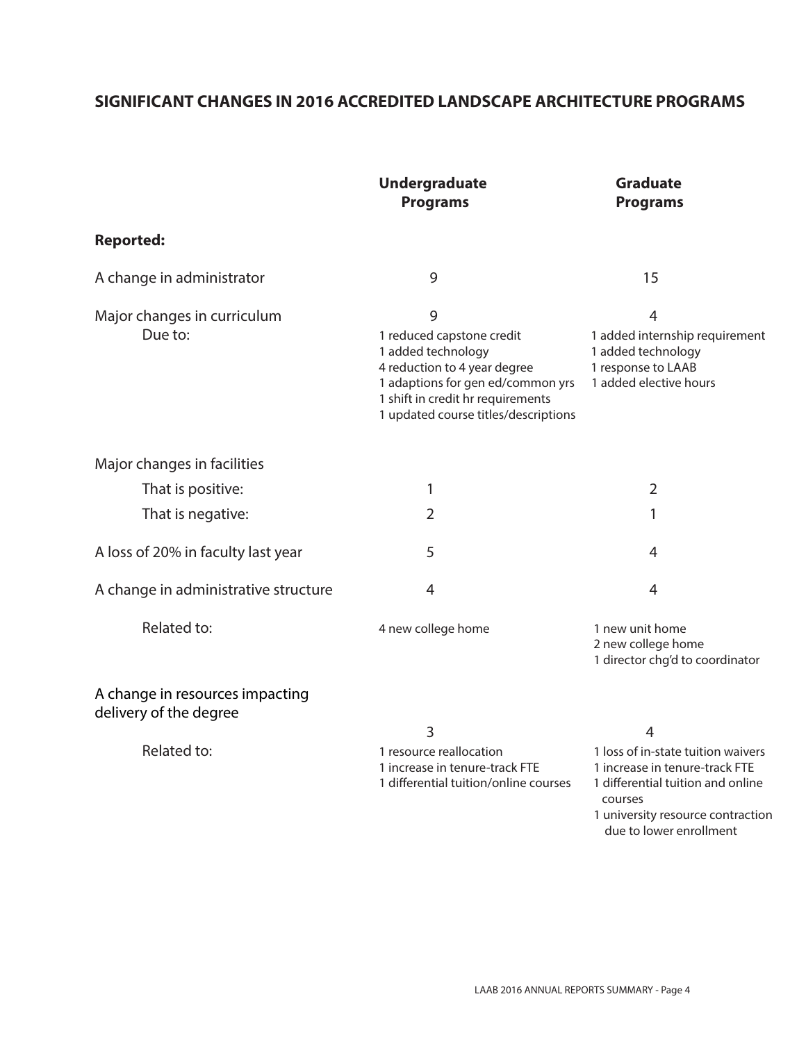## SIGNIFICANT CHANGES IN 2016 ACCREDITED LANDSCAPE ARCHITECTURE PROGRAMS

| | Undergraduate Programs | Graduate Programs |
|---|---|---|
| **Reported:** | | |
| A change in administrator | 9 | 15 |
| Major changes in curriculum | 9 | 4 |
| Due to: | 1 reduced capstone credit<br>1 added technology<br>4 reduction to 4 year degree<br>1 adaptions for gen ed/common yrs<br>1 shift in credit hr requirements<br>1 updated course titles/descriptions | 1 added internship requirement<br>1 added technology<br>1 response to LAAB<br>1 added elective hours |
| Major changes in facilities | | |
| That is positive: | 1 | 2 |
| That is negative: | 2 | 1 |
| A loss of 20% in faculty last year | 5 | 4 |
| A change in administrative structure | 4 | 4 |
| Related to: | 4 new college home | 1 new unit home<br>2 new college home<br>1 director chg'd to coordinator |
| A change in resources impacting delivery of the degree | 3 | 4 |
| Related to: | 1 resource reallocation<br>1 increase in tenure-track FTE<br>1 differential tuition/online courses | 1 loss of in-state tuition waivers<br>1 increase in tenure-track FTE<br>1 differential tuition and online courses<br>1 university resource contraction due to lower enrollment |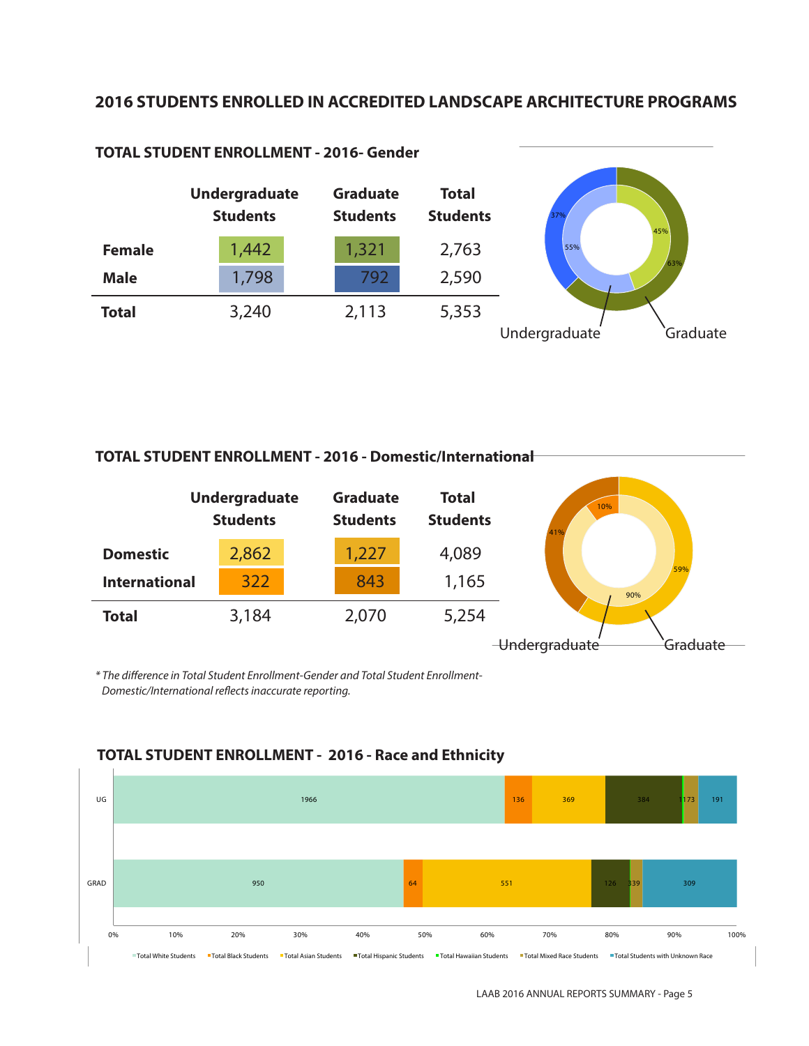## 2016 STUDENTS ENROLLED IN ACCREDITED LANDSCAPE ARCHITECTURE PROGRAMS

### TOTAL STUDENT ENROLLMENT - 2016- Gender

| | Undergraduate Students | Graduate Students | Total Students |
|---|---|---|---|
| **Female** | 1,442 | 1,321 | 2,763 |
| **Male** | 1,798 | 792 | 2,590 |
| **Total** | 3,240 | 2,113 | 5,353 |

Undergraduate: 45% / 55%
Graduate: 63% / 37%

### TOTAL STUDENT ENROLLMENT - 2016 - Domestic/International

| | Undergraduate Students | Graduate Students | Total Students |
|---|---|---|---|
| **Domestic** | 2,862 | 1,227 | 4,089 |
| **International** | 322 | 843 | 1,165 |
| **Total** | 3,184 | 2,070 | 5,254 |

Undergraduate: 90% / 10%
Graduate: 59% / 41%

*\* The difference in Total Student Enrollment-Gender and Total Student Enrollment-Domestic/International reflects inaccurate reporting.*

### TOTAL STUDENT ENROLLMENT - 2016 - Race and Ethnicity

| | Total White Students | Total Black Students | Total Asian Students | Total Hispanic Students | Total Hawaiian Students | Total Mixed Race Students | Total Students with Unknown Race |
|---|---|---|---|---|---|---|---|
| UG | 1966 | 136 | 369 | 384 | 11 | 73 | 191 |
| GRAD | 950 | 64 | 551 | 126 | 3 | 39 | 309 |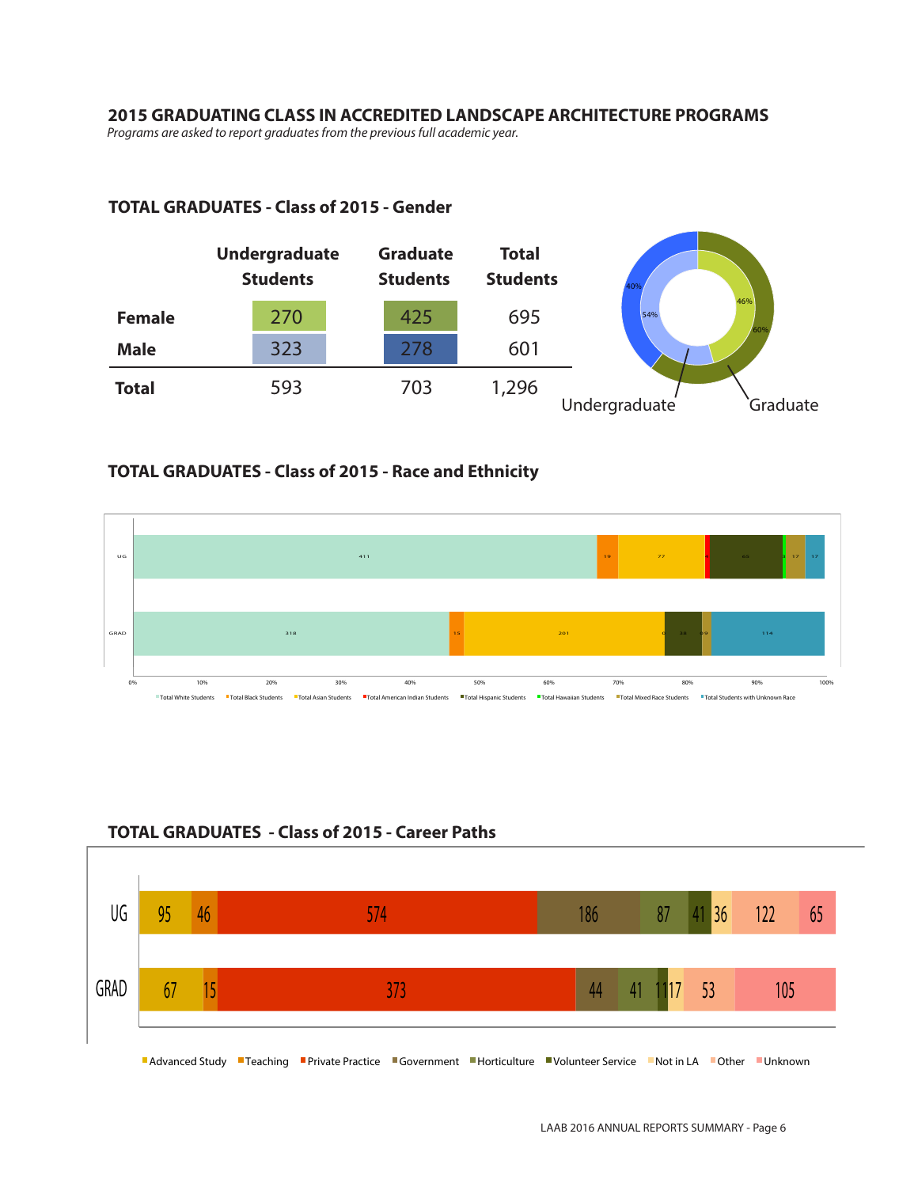## 2015 GRADUATING CLASS IN ACCREDITED LANDSCAPE ARCHITECTURE PROGRAMS

*Programs are asked to report graduates from the previous full academic year.*

### TOTAL GRADUATES - Class of 2015 - Gender

| | Undergraduate Students | Graduate Students | Total Students |
|---|---|---|---|
| **Female** | 270 | 425 | 695 |
| **Male** | 323 | 278 | 601 |
| **Total** | 593 | 703 | 1,296 |

40%
46%
54%
60%
Undergraduate
Graduate

### TOTAL GRADUATES - Class of 2015 - Race and Ethnicity

| | Total White Students | Total Black Students | Total Asian Students | Total American Indian Students | Total Hispanic Students | Total Hawaiian Students | Total Mixed Race Students | Total Students with Unknown Race |
|---|---|---|---|---|---|---|---|---|
| UG | 411 | 19 | 77 | | 65 | | 17 | 17 |
| GRAD | 318 | 15 | 201 | 0 | 38 | | 9 | 114 |

### TOTAL GRADUATES - Class of 2015 - Career Paths

| | Advanced Study | Teaching | Private Practice | Government | Horticulture | Volunteer Service | Not in LA | Other | Unknown |
|---|---|---|---|---|---|---|---|---|---|
| UG | 95 | 46 | 574 | 186 | 87 | 41 | 36 | 122 | 65 |
| GRAD | 67 | 15 | 373 | 44 | 41 | 11 | 17 | 53 | 105 |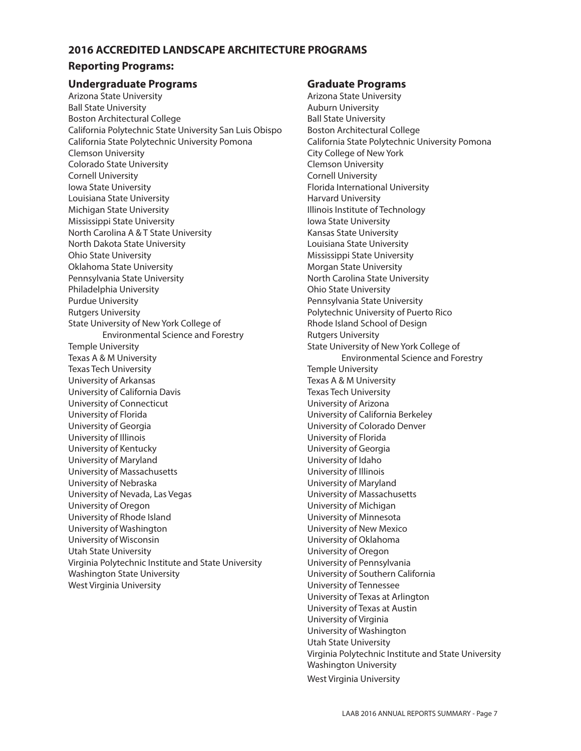## 2016 ACCREDITED LANDSCAPE ARCHITECTURE PROGRAMS

### Reporting Programs:

### Undergraduate Programs

Arizona State University
Ball State University
Boston Architectural College
California Polytechnic State University San Luis Obispo
California State Polytechnic University Pomona
Clemson University
Colorado State University
Cornell University
Iowa State University
Louisiana State University
Michigan State University
Mississippi State University
North Carolina A & T State University
North Dakota State University
Ohio State University
Oklahoma State University
Pennsylvania State University
Philadelphia University
Purdue University
Rutgers University
State University of New York College of Environmental Science and Forestry
Temple University
Texas A & M University
Texas Tech University
University of Arkansas
University of California Davis
University of Connecticut
University of Florida
University of Georgia
University of Illinois
University of Kentucky
University of Maryland
University of Massachusetts
University of Nebraska
University of Nevada, Las Vegas
University of Oregon
University of Rhode Island
University of Washington
University of Wisconsin
Utah State University
Virginia Polytechnic Institute and State University
Washington State University
West Virginia University

### Graduate Programs

Arizona State University
Auburn University
Ball State University
Boston Architectural College
California State Polytechnic University Pomona
City College of New York
Clemson University
Cornell University
Florida International University
Harvard University
Illinois Institute of Technology
Iowa State University
Kansas State University
Louisiana State University
Mississippi State University
Morgan State University
North Carolina State University
Ohio State University
Pennsylvania State University
Polytechnic University of Puerto Rico
Rhode Island School of Design
Rutgers University
State University of New York College of Environmental Science and Forestry
Temple University
Texas A & M University
Texas Tech University
University of Arizona
University of California Berkeley
University of Colorado Denver
University of Florida
University of Georgia
University of Idaho
University of Illinois
University of Maryland
University of Massachusetts
University of Michigan
University of Minnesota
University of New Mexico
University of Oklahoma
University of Oregon
University of Pennsylvania
University of Southern California
University of Tennessee
University of Texas at Arlington
University of Texas at Austin
University of Virginia
University of Washington
Utah State University
Virginia Polytechnic Institute and State University
Washington University
West Virginia University